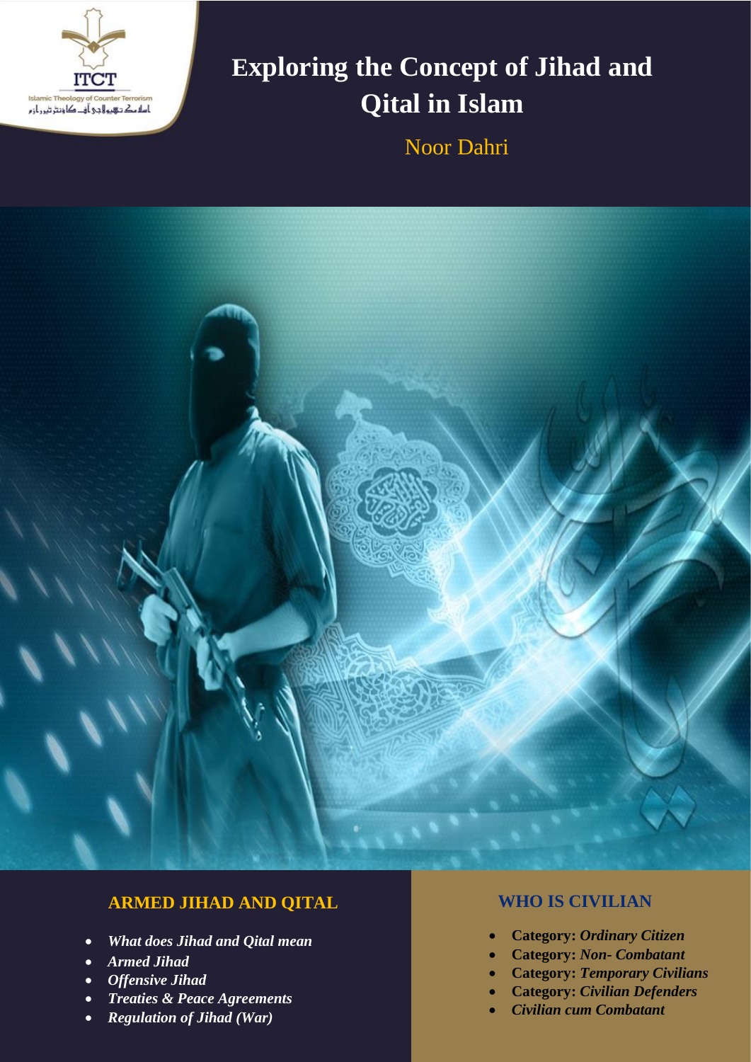ITCT

Islamic Theology of Counter Terrorism

اسلامک تھیولاجی آف کاونٹر ٹیررازم

# Exploring the Concept of Jihad and Qital in Islam

Noor Dahri

## ARMED JIHAD AND QITAL

- *What does Jihad and Qital mean*
- *Armed Jihad*
- *Offensive Jihad*
- *Treaties & Peace Agreements*
- *Regulation of Jihad (War)*

## WHO IS CIVILIAN

- **Category:** *Ordinary Citizen*
- **Category:** *Non- Combatant*
- **Category:** *Temporary Civilians*
- **Category:** *Civilian Defenders*
- *Civilian cum Combatant*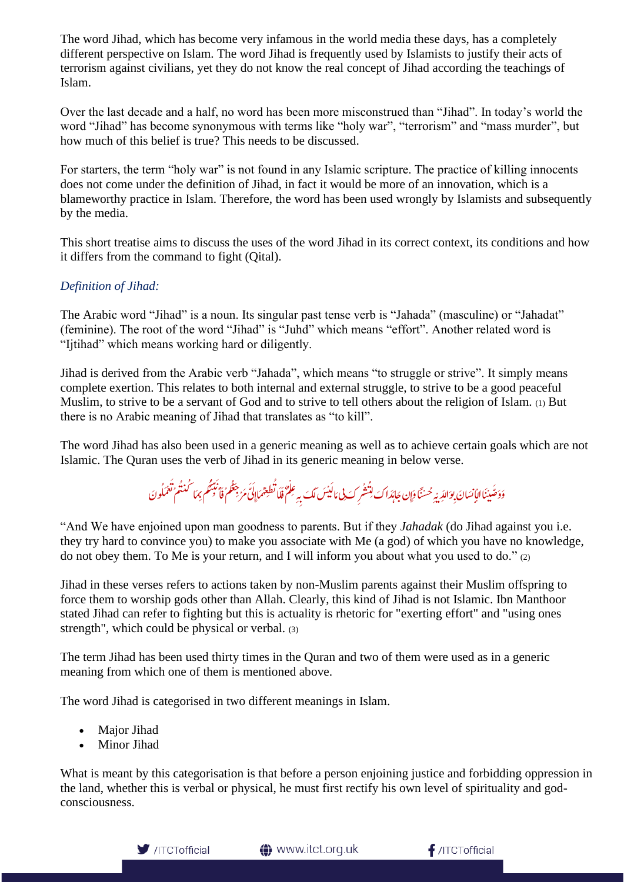The word Jihad, which has become very infamous in the world media these days, has a completely different perspective on Islam. The word Jihad is frequently used by Islamists to justify their acts of terrorism against civilians, yet they do not know the real concept of Jihad according the teachings of Islam.

Over the last decade and a half, no word has been more misconstrued than "Jihad". In today's world the word "Jihad" has become synonymous with terms like "holy war", "terrorism" and "mass murder", but how much of this belief is true? This needs to be discussed.

For starters, the term "holy war" is not found in any Islamic scripture. The practice of killing innocents does not come under the definition of Jihad, in fact it would be more of an innovation, which is a blameworthy practice in Islam. Therefore, the word has been used wrongly by Islamists and subsequently by the media.

This short treatise aims to discuss the uses of the word Jihad in its correct context, its conditions and how it differs from the command to fight (Qital).

### *Definition of Jihad:*

The Arabic word "Jihad" is a noun. Its singular past tense verb is "Jahada" (masculine) or "Jahadat" (feminine). The root of the word "Jihad" is "Juhd" which means "effort". Another related word is "Ijtihad" which means working hard or diligently.

Jihad is derived from the Arabic verb "Jahada", which means "to struggle or strive". It simply means complete exertion. This relates to both internal and external struggle, to strive to be a good peaceful Muslim, to strive to be a servant of God and to strive to tell others about the religion of Islam. [1] But there is no Arabic meaning of Jihad that translates as "to kill".

The word Jihad has also been used in a generic meaning as well as to achieve certain goals which are not Islamic. The Quran uses the verb of Jihad in its generic meaning in below verse.

وَوَصَّيْنَا الْإِنسَانَ بِوَالِدَيْهِ حُسْنًا وَإِن جَاهَدَاكَ لِتُشْرِكَ بِي مَا لَيْسَ لَكَ بِهِ عِلْمٌ فَلَا تُطِعْهُمَا إِلَيَّ مَرْجِعُكُمْ فَأُنَبِّئُكُم بِمَا كُنتُمْ تَعْمَلُونَ

"And We have enjoined upon man goodness to parents. But if they *Jahadak* (do Jihad against you i.e. they try hard to convince you) to make you associate with Me (a god) of which you have no knowledge, do not obey them. To Me is your return, and I will inform you about what you used to do." [2]

Jihad in these verses refers to actions taken by non-Muslim parents against their Muslim offspring to force them to worship gods other than Allah. Clearly, this kind of Jihad is not Islamic. Ibn Manthoor stated Jihad can refer to fighting but this is actuality is rhetoric for "exerting effort" and "using ones strength", which could be physical or verbal. [3]

The term Jihad has been used thirty times in the Quran and two of them were used as in a generic meaning from which one of them is mentioned above.

The word Jihad is categorised in two different meanings in Islam.

- Major Jihad
- Minor Jihad

What is meant by this categorisation is that before a person enjoining justice and forbidding oppression in the land, whether this is verbal or physical, he must first rectify his own level of spirituality and god-consciousness.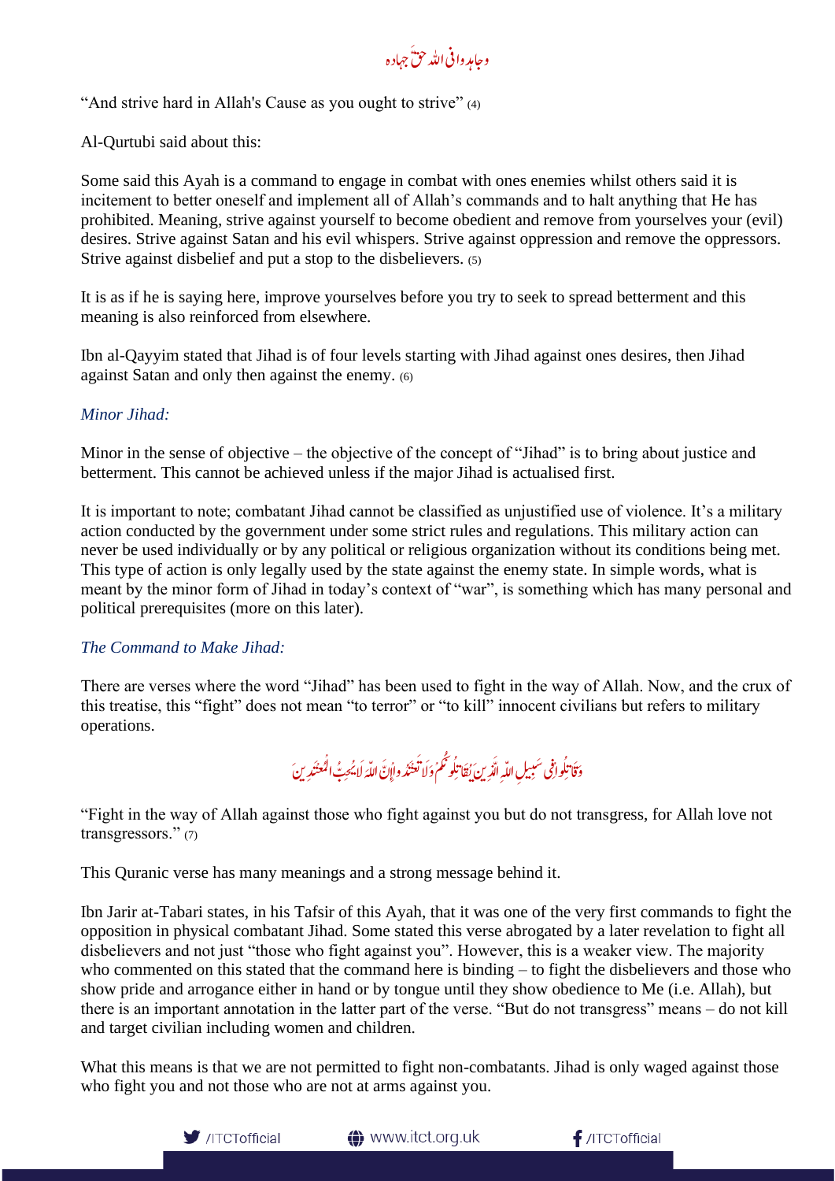وجاهدوا في الله حق جهاده

"And strive hard in Allah's Cause as you ought to strive" (4)

Al-Qurtubi said about this:

Some said this Ayah is a command to engage in combat with ones enemies whilst others said it is incitement to better oneself and implement all of Allah's commands and to halt anything that He has prohibited. Meaning, strive against yourself to become obedient and remove from yourselves your (evil) desires. Strive against Satan and his evil whispers. Strive against oppression and remove the oppressors. Strive against disbelief and put a stop to the disbelievers. (5)

It is as if he is saying here, improve yourselves before you try to seek to spread betterment and this meaning is also reinforced from elsewhere.

Ibn al-Qayyim stated that Jihad is of four levels starting with Jihad against ones desires, then Jihad against Satan and only then against the enemy. (6)

### *Minor Jihad:*

Minor in the sense of objective – the objective of the concept of "Jihad" is to bring about justice and betterment. This cannot be achieved unless if the major Jihad is actualised first.

It is important to note; combatant Jihad cannot be classified as unjustified use of violence. It's a military action conducted by the government under some strict rules and regulations. This military action can never be used individually or by any political or religious organization without its conditions being met. This type of action is only legally used by the state against the enemy state. In simple words, what is meant by the minor form of Jihad in today's context of "war", is something which has many personal and political prerequisites (more on this later).

### *The Command to Make Jihad:*

There are verses where the word "Jihad" has been used to fight in the way of Allah. Now, and the crux of this treatise, this "fight" does not mean "to terror" or "to kill" innocent civilians but refers to military operations.

وَقَاتِلُوا فِي سَبِيلِ اللَّهِ الَّذِينَ يُقَاتِلُونَكُمْ وَلَا تَعْتَدُوا إِنَّ اللَّهَ لَا يُحِبُّ الْمُعْتَدِينَ

"Fight in the way of Allah against those who fight against you but do not transgress, for Allah love not transgressors." (7)

This Quranic verse has many meanings and a strong message behind it.

Ibn Jarir at-Tabari states, in his Tafsir of this Ayah, that it was one of the very first commands to fight the opposition in physical combatant Jihad. Some stated this verse abrogated by a later revelation to fight all disbelievers and not just "those who fight against you". However, this is a weaker view. The majority who commented on this stated that the command here is binding – to fight the disbelievers and those who show pride and arrogance either in hand or by tongue until they show obedience to Me (i.e. Allah), but there is an important annotation in the latter part of the verse. "But do not transgress" means – do not kill and target civilian including women and children.

What this means is that we are not permitted to fight non-combatants. Jihad is only waged against those who fight you and not those who are not at arms against you.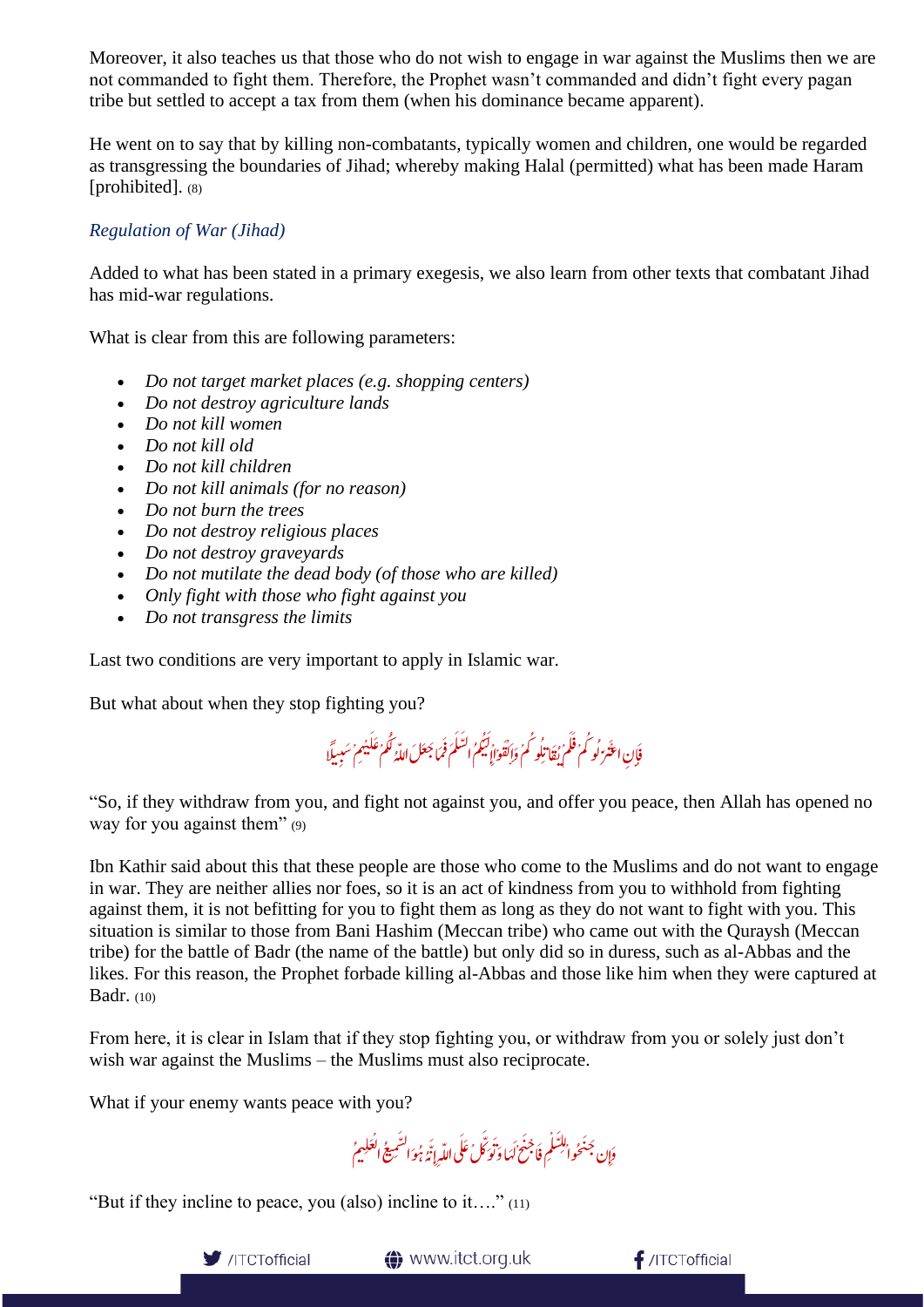Moreover, it also teaches us that those who do not wish to engage in war against the Muslims then we are not commanded to fight them. Therefore, the Prophet wasn't commanded and didn't fight every pagan tribe but settled to accept a tax from them (when his dominance became apparent).

He went on to say that by killing non-combatants, typically women and children, one would be regarded as transgressing the boundaries of Jihad; whereby making Halal (permitted) what has been made Haram [prohibited]. (8)

### *Regulation of War (Jihad)*

Added to what has been stated in a primary exegesis, we also learn from other texts that combatant Jihad has mid-war regulations.

What is clear from this are following parameters:

- *Do not target market places (e.g. shopping centers)*
- *Do not destroy agriculture lands*
- *Do not kill women*
- *Do not kill old*
- *Do not kill children*
- *Do not kill animals (for no reason)*
- *Do not burn the trees*
- *Do not destroy religious places*
- *Do not destroy graveyards*
- *Do not mutilate the dead body (of those who are killed)*
- *Only fight with those who fight against you*
- *Do not transgress the limits*

Last two conditions are very important to apply in Islamic war.

But what about when they stop fighting you?

فَإِنِ اعْتَزَلُوكُمْ فَلَمْ يُقَاتِلُوكُمْ وَأَلْقَوْا إِلَيْكُمُ السَّلَمَ فَمَا جَعَلَ اللَّهُ لَكُمْ عَلَيْهِمْ سَبِيلًا

"So, if they withdraw from you, and fight not against you, and offer you peace, then Allah has opened no way for you against them" (9)

Ibn Kathir said about this that these people are those who come to the Muslims and do not want to engage in war. They are neither allies nor foes, so it is an act of kindness from you to withhold from fighting against them, it is not befitting for you to fight them as long as they do not want to fight with you. This situation is similar to those from Bani Hashim (Meccan tribe) who came out with the Quraysh (Meccan tribe) for the battle of Badr (the name of the battle) but only did so in duress, such as al-Abbas and the likes. For this reason, the Prophet forbade killing al-Abbas and those like him when they were captured at Badr. (10)

From here, it is clear in Islam that if they stop fighting you, or withdraw from you or solely just don't wish war against the Muslims – the Muslims must also reciprocate.

What if your enemy wants peace with you?

وَإِن جَنَحُوا لِلسَّلْمِ فَاجْنَحْ لَهَا وَتَوَكَّلْ عَلَى اللَّهِ إِنَّهُ هُوَ السَّمِيعُ الْعَلِيمُ

"But if they incline to peace, you (also) incline to it…." (11)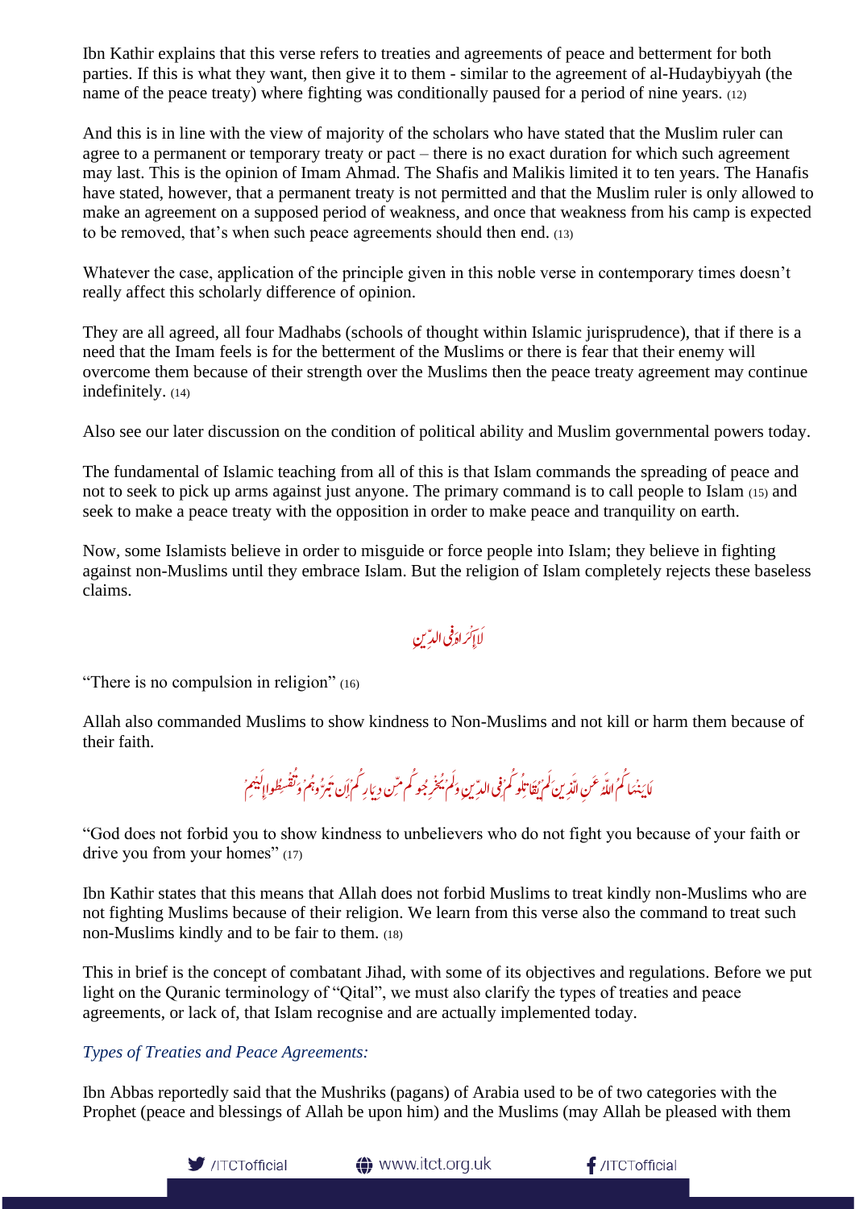Ibn Kathir explains that this verse refers to treaties and agreements of peace and betterment for both parties. If this is what they want, then give it to them - similar to the agreement of al-Hudaybiyyah (the name of the peace treaty) where fighting was conditionally paused for a period of nine years. (12)

And this is in line with the view of majority of the scholars who have stated that the Muslim ruler can agree to a permanent or temporary treaty or pact – there is no exact duration for which such agreement may last. This is the opinion of Imam Ahmad. The Shafis and Malikis limited it to ten years. The Hanafis have stated, however, that a permanent treaty is not permitted and that the Muslim ruler is only allowed to make an agreement on a supposed period of weakness, and once that weakness from his camp is expected to be removed, that's when such peace agreements should then end. (13)

Whatever the case, application of the principle given in this noble verse in contemporary times doesn't really affect this scholarly difference of opinion.

They are all agreed, all four Madhabs (schools of thought within Islamic jurisprudence), that if there is a need that the Imam feels is for the betterment of the Muslims or there is fear that their enemy will overcome them because of their strength over the Muslims then the peace treaty agreement may continue indefinitely. (14)

Also see our later discussion on the condition of political ability and Muslim governmental powers today.

The fundamental of Islamic teaching from all of this is that Islam commands the spreading of peace and not to seek to pick up arms against just anyone. The primary command is to call people to Islam (15) and seek to make a peace treaty with the opposition in order to make peace and tranquility on earth.

Now, some Islamists believe in order to misguide or force people into Islam; they believe in fighting against non-Muslims until they embrace Islam. But the religion of Islam completely rejects these baseless claims.

لَاۤ اِكْرَاهَ فِى الدِّيْنِ

"There is no compulsion in religion" (16)

Allah also commanded Muslims to show kindness to Non-Muslims and not kill or harm them because of their faith.

لَا يَنْهٰىكُمُ اللّٰهُ عَنِ الَّذِيْنَ لَمْ يُقَاتِلُوْكُمْ فِى الدِّيْنِ وَلَمْ يُخْرِجُوْكُمْ مِّنْ دِيَارِكُمْ اَنْ تَبَرُّوْهُمْ وَتُقْسِطُوْۤا اِلَيْهِمْ

"God does not forbid you to show kindness to unbelievers who do not fight you because of your faith or drive you from your homes" (17)

Ibn Kathir states that this means that Allah does not forbid Muslims to treat kindly non-Muslims who are not fighting Muslims because of their religion. We learn from this verse also the command to treat such non-Muslims kindly and to be fair to them. (18)

This in brief is the concept of combatant Jihad, with some of its objectives and regulations. Before we put light on the Quranic terminology of "Qital", we must also clarify the types of treaties and peace agreements, or lack of, that Islam recognise and are actually implemented today.

*Types of Treaties and Peace Agreements:*

Ibn Abbas reportedly said that the Mushriks (pagans) of Arabia used to be of two categories with the Prophet (peace and blessings of Allah be upon him) and the Muslims (may Allah be pleased with them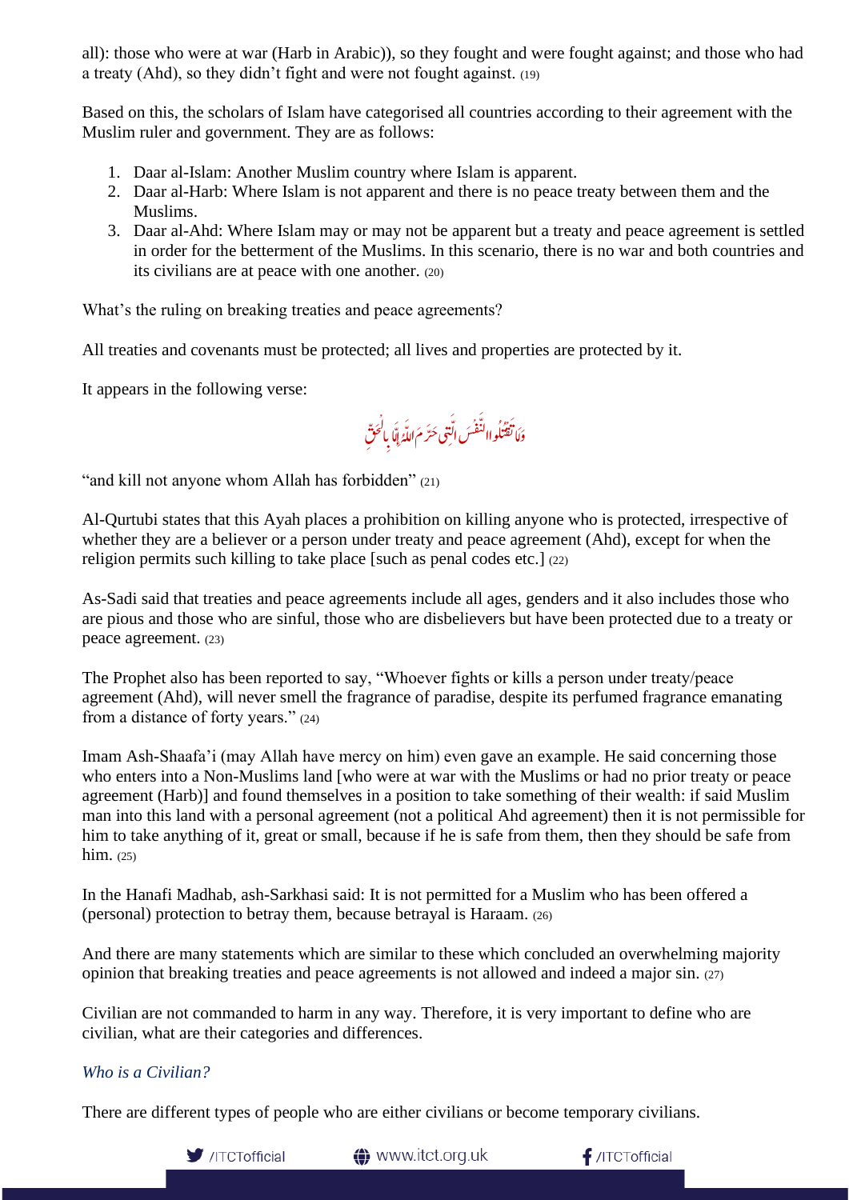all): those who were at war (Harb in Arabic)), so they fought and were fought against; and those who had a treaty (Ahd), so they didn't fight and were not fought against. (19)

Based on this, the scholars of Islam have categorised all countries according to their agreement with the Muslim ruler and government. They are as follows:

1. Daar al-Islam: Another Muslim country where Islam is apparent.
2. Daar al-Harb: Where Islam is not apparent and there is no peace treaty between them and the Muslims.
3. Daar al-Ahd: Where Islam may or may not be apparent but a treaty and peace agreement is settled in order for the betterment of the Muslims. In this scenario, there is no war and both countries and its civilians are at peace with one another. (20)

What's the ruling on breaking treaties and peace agreements?

All treaties and covenants must be protected; all lives and properties are protected by it.

It appears in the following verse:

وَلَا تَقْتُلُوا النَّفْسَ الَّتِي حَرَّمَ اللَّهُ إِلَّا بِالْحَقِّ

"and kill not anyone whom Allah has forbidden" (21)

Al-Qurtubi states that this Ayah places a prohibition on killing anyone who is protected, irrespective of whether they are a believer or a person under treaty and peace agreement (Ahd), except for when the religion permits such killing to take place [such as penal codes etc.] (22)

As-Sadi said that treaties and peace agreements include all ages, genders and it also includes those who are pious and those who are sinful, those who are disbelievers but have been protected due to a treaty or peace agreement. (23)

The Prophet also has been reported to say, "Whoever fights or kills a person under treaty/peace agreement (Ahd), will never smell the fragrance of paradise, despite its perfumed fragrance emanating from a distance of forty years." (24)

Imam Ash-Shaafa'i (may Allah have mercy on him) even gave an example. He said concerning those who enters into a Non-Muslims land [who were at war with the Muslims or had no prior treaty or peace agreement (Harb)] and found themselves in a position to take something of their wealth: if said Muslim man into this land with a personal agreement (not a political Ahd agreement) then it is not permissible for him to take anything of it, great or small, because if he is safe from them, then they should be safe from him. (25)

In the Hanafi Madhab, ash-Sarkhasi said: It is not permitted for a Muslim who has been offered a (personal) protection to betray them, because betrayal is Haraam. (26)

And there are many statements which are similar to these which concluded an overwhelming majority opinion that breaking treaties and peace agreements is not allowed and indeed a major sin. (27)

Civilian are not commanded to harm in any way. Therefore, it is very important to define who are civilian, what are their categories and differences.

### *Who is a Civilian?*

There are different types of people who are either civilians or become temporary civilians.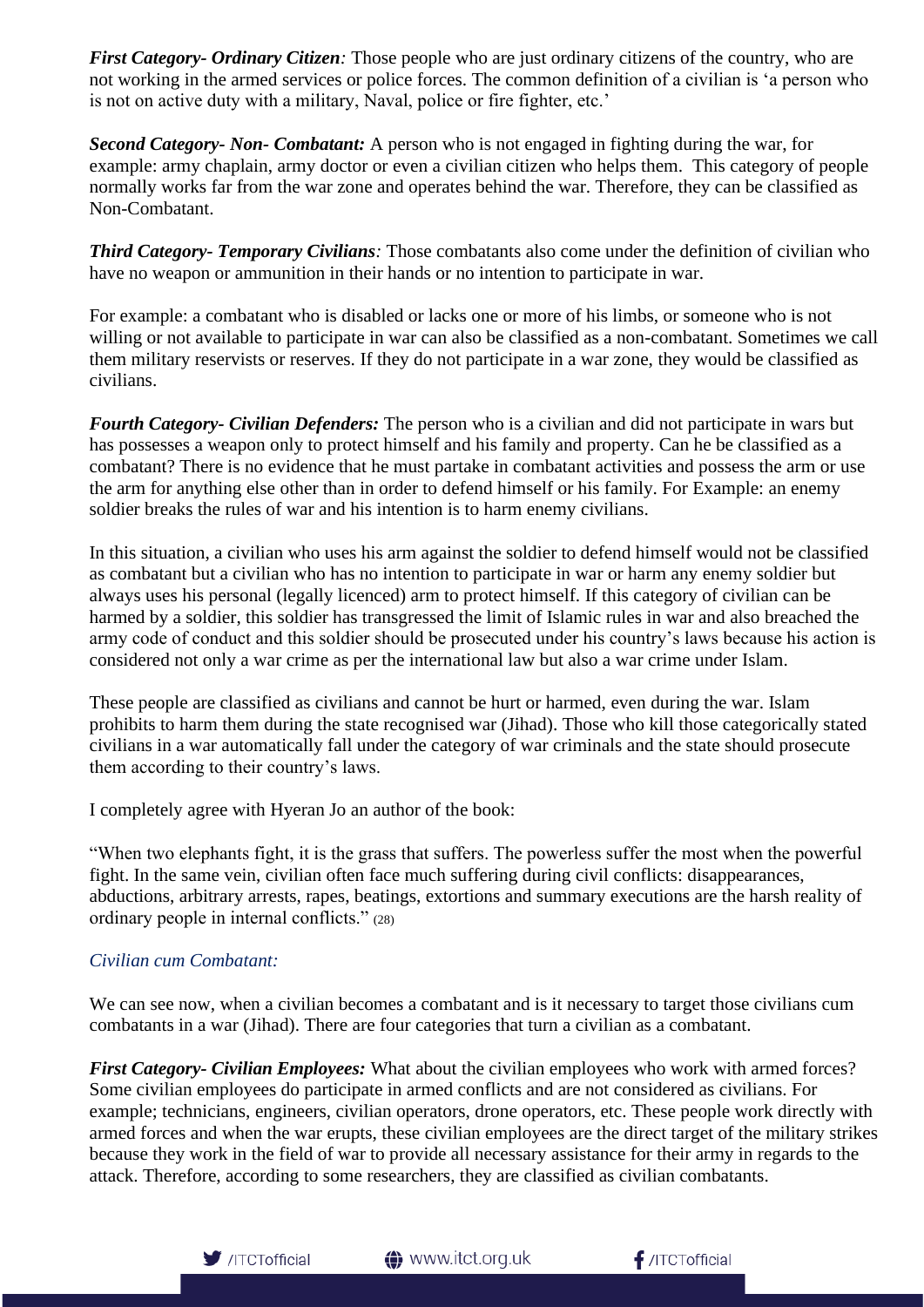***First Category- Ordinary Citizen**:* Those people who are just ordinary citizens of the country, who are not working in the armed services or police forces. The common definition of a civilian is 'a person who is not on active duty with a military, Naval, police or fire fighter, etc.'

***Second Category- Non- Combatant:*** A person who is not engaged in fighting during the war, for example: army chaplain, army doctor or even a civilian citizen who helps them. This category of people normally works far from the war zone and operates behind the war. Therefore, they can be classified as Non-Combatant.

***Third Category- Temporary Civilians**:* Those combatants also come under the definition of civilian who have no weapon or ammunition in their hands or no intention to participate in war.

For example: a combatant who is disabled or lacks one or more of his limbs, or someone who is not willing or not available to participate in war can also be classified as a non-combatant. Sometimes we call them military reservists or reserves. If they do not participate in a war zone, they would be classified as civilians.

***Fourth Category- Civilian Defenders:*** The person who is a civilian and did not participate in wars but has possesses a weapon only to protect himself and his family and property. Can he be classified as a combatant? There is no evidence that he must partake in combatant activities and possess the arm or use the arm for anything else other than in order to defend himself or his family. For Example: an enemy soldier breaks the rules of war and his intention is to harm enemy civilians.

In this situation, a civilian who uses his arm against the soldier to defend himself would not be classified as combatant but a civilian who has no intention to participate in war or harm any enemy soldier but always uses his personal (legally licenced) arm to protect himself. If this category of civilian can be harmed by a soldier, this soldier has transgressed the limit of Islamic rules in war and also breached the army code of conduct and this soldier should be prosecuted under his country's laws because his action is considered not only a war crime as per the international law but also a war crime under Islam.

These people are classified as civilians and cannot be hurt or harmed, even during the war. Islam prohibits to harm them during the state recognised war (Jihad). Those who kill those categorically stated civilians in a war automatically fall under the category of war criminals and the state should prosecute them according to their country's laws.

I completely agree with Hyeran Jo an author of the book:

"When two elephants fight, it is the grass that suffers. The powerless suffer the most when the powerful fight. In the same vein, civilian often face much suffering during civil conflicts: disappearances, abductions, arbitrary arrests, rapes, beatings, extortions and summary executions are the harsh reality of ordinary people in internal conflicts." (28)

*Civilian cum Combatant:*

We can see now, when a civilian becomes a combatant and is it necessary to target those civilians cum combatants in a war (Jihad). There are four categories that turn a civilian as a combatant.

***First Category- Civilian Employees:*** What about the civilian employees who work with armed forces? Some civilian employees do participate in armed conflicts and are not considered as civilians. For example; technicians, engineers, civilian operators, drone operators, etc. These people work directly with armed forces and when the war erupts, these civilian employees are the direct target of the military strikes because they work in the field of war to provide all necessary assistance for their army in regards to the attack. Therefore, according to some researchers, they are classified as civilian combatants.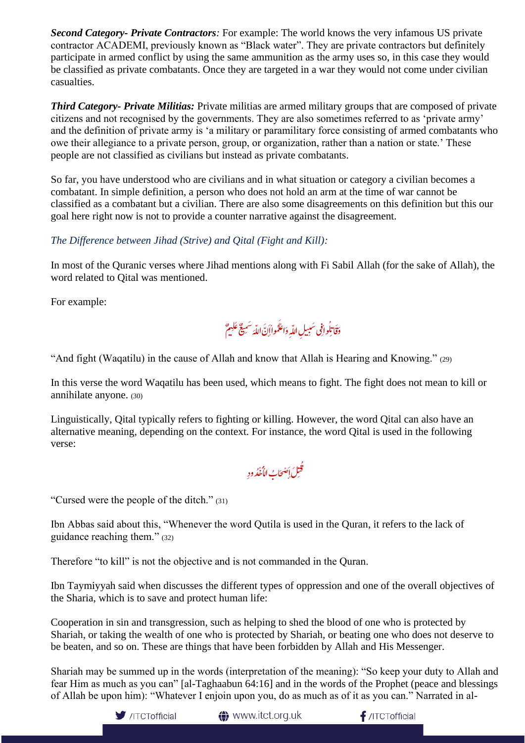***Second Category- Private Contractors:*** For example: The world knows the very infamous US private contractor ACADEMI, previously known as "Black water". They are private contractors but definitely participate in armed conflict by using the same ammunition as the army uses so, in this case they would be classified as private combatants. Once they are targeted in a war they would not come under civilian casualties.

***Third Category- Private Militias:*** Private militias are armed military groups that are composed of private citizens and not recognised by the governments. They are also sometimes referred to as 'private army' and the definition of private army is 'a military or paramilitary force consisting of armed combatants who owe their allegiance to a private person, group, or organization, rather than a nation or state.' These people are not classified as civilians but instead as private combatants.

So far, you have understood who are civilians and in what situation or category a civilian becomes a combatant. In simple definition, a person who does not hold an arm at the time of war cannot be classified as a combatant but a civilian. There are also some disagreements on this definition but this our goal here right now is not to provide a counter narrative against the disagreement.

*The Difference between Jihad (Strive) and Qital (Fight and Kill):*

In most of the Quranic verses where Jihad mentions along with Fi Sabil Allah (for the sake of Allah), the word related to Qital was mentioned.

For example:

وَقَاتِلُوا فِي سَبِيلِ اللّٰهِ وَاعْلَمُوا اَنَّ اللّٰهَ سَمِيعٌ عَلِيمٌ

"And fight (Waqatilu) in the cause of Allah and know that Allah is Hearing and Knowing." (29)

In this verse the word Waqatilu has been used, which means to fight. The fight does not mean to kill or annihilate anyone. (30)

Linguistically, Qital typically refers to fighting or killing. However, the word Qital can also have an alternative meaning, depending on the context. For instance, the word Qital is used in the following verse:

قُتِلَ اَصْحٰبُ الْاُخْدُوْدِ

"Cursed were the people of the ditch." (31)

Ibn Abbas said about this, "Whenever the word Qutila is used in the Quran, it refers to the lack of guidance reaching them." (32)

Therefore "to kill" is not the objective and is not commanded in the Quran.

Ibn Taymiyyah said when discusses the different types of oppression and one of the overall objectives of the Sharia, which is to save and protect human life:

Cooperation in sin and transgression, such as helping to shed the blood of one who is protected by Shariah, or taking the wealth of one who is protected by Shariah, or beating one who does not deserve to be beaten, and so on. These are things that have been forbidden by Allah and His Messenger.

Shariah may be summed up in the words (interpretation of the meaning): "So keep your duty to Allah and fear Him as much as you can" [al-Taghaabun 64:16] and in the words of the Prophet (peace and blessings of Allah be upon him): "Whatever I enjoin upon you, do as much as of it as you can." Narrated in al-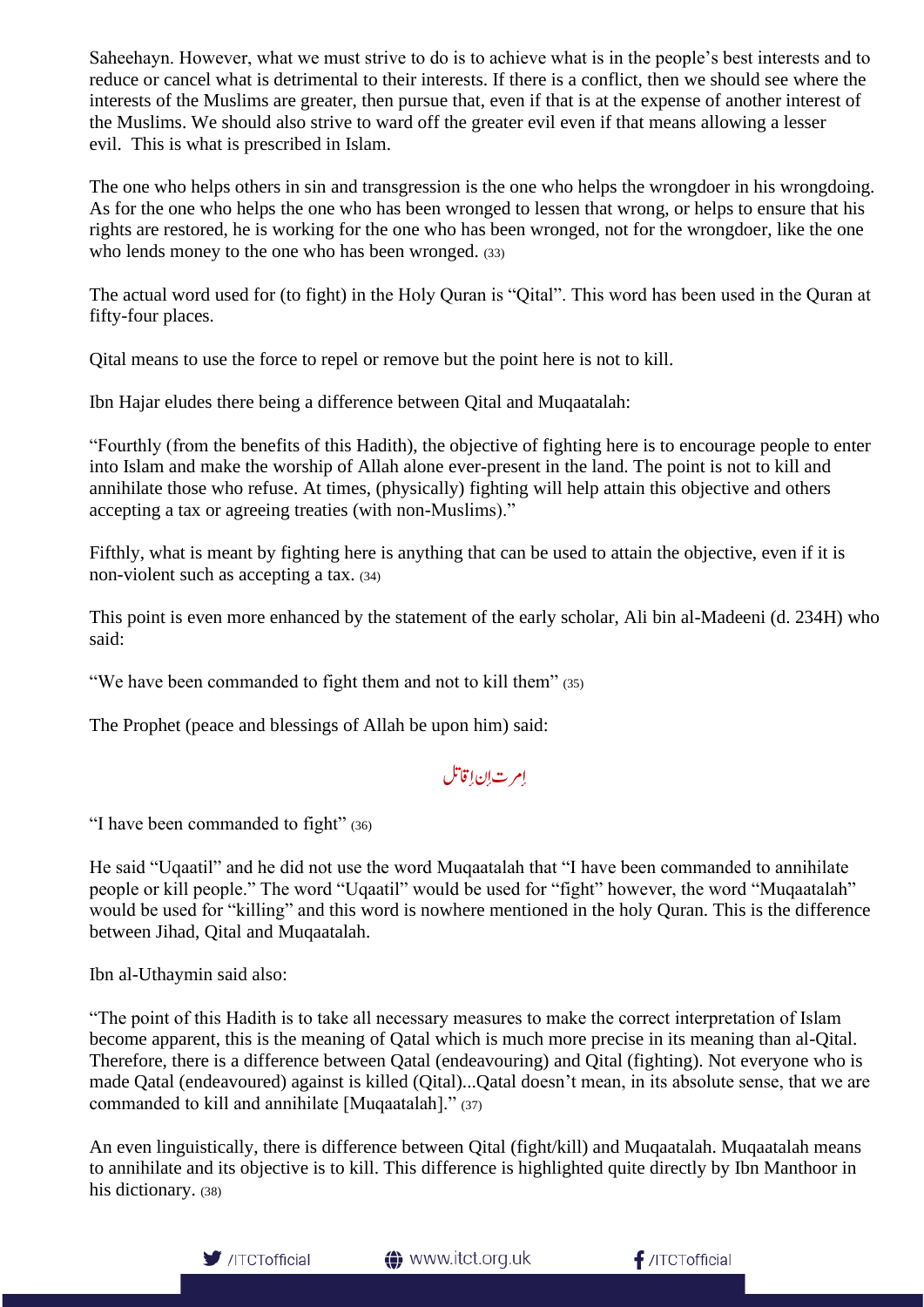Saheehayn. However, what we must strive to do is to achieve what is in the people's best interests and to reduce or cancel what is detrimental to their interests. If there is a conflict, then we should see where the interests of the Muslims are greater, then pursue that, even if that is at the expense of another interest of the Muslims. We should also strive to ward off the greater evil even if that means allowing a lesser evil. This is what is prescribed in Islam.

The one who helps others in sin and transgression is the one who helps the wrongdoer in his wrongdoing. As for the one who helps the one who has been wronged to lessen that wrong, or helps to ensure that his rights are restored, he is working for the one who has been wronged, not for the wrongdoer, like the one who lends money to the one who has been wronged. (33)

The actual word used for (to fight) in the Holy Quran is "Qital". This word has been used in the Quran at fifty-four places.

Qital means to use the force to repel or remove but the point here is not to kill.

Ibn Hajar eludes there being a difference between Qital and Muqaatalah:

"Fourthly (from the benefits of this Hadith), the objective of fighting here is to encourage people to enter into Islam and make the worship of Allah alone ever-present in the land. The point is not to kill and annihilate those who refuse. At times, (physically) fighting will help attain this objective and others accepting a tax or agreeing treaties (with non-Muslims)."

Fifthly, what is meant by fighting here is anything that can be used to attain the objective, even if it is non-violent such as accepting a tax. (34)

This point is even more enhanced by the statement of the early scholar, Ali bin al-Madeeni (d. 234H) who said:

"We have been commanded to fight them and not to kill them" (35)

The Prophet (peace and blessings of Allah be upon him) said:

اِمرت اِن اِقاتل

"I have been commanded to fight" (36)

He said "Uqaatil" and he did not use the word Muqaatalah that "I have been commanded to annihilate people or kill people." The word "Uqaatil" would be used for "fight" however, the word "Muqaatalah" would be used for "killing" and this word is nowhere mentioned in the holy Quran. This is the difference between Jihad, Qital and Muqaatalah.

Ibn al-Uthaymin said also:

"The point of this Hadith is to take all necessary measures to make the correct interpretation of Islam become apparent, this is the meaning of Qatal which is much more precise in its meaning than al-Qital. Therefore, there is a difference between Qatal (endeavouring) and Qital (fighting). Not everyone who is made Qatal (endeavoured) against is killed (Qital)...Qatal doesn't mean, in its absolute sense, that we are commanded to kill and annihilate [Muqaatalah]." (37)

An even linguistically, there is difference between Qital (fight/kill) and Muqaatalah. Muqaatalah means to annihilate and its objective is to kill. This difference is highlighted quite directly by Ibn Manthoor in his dictionary. (38)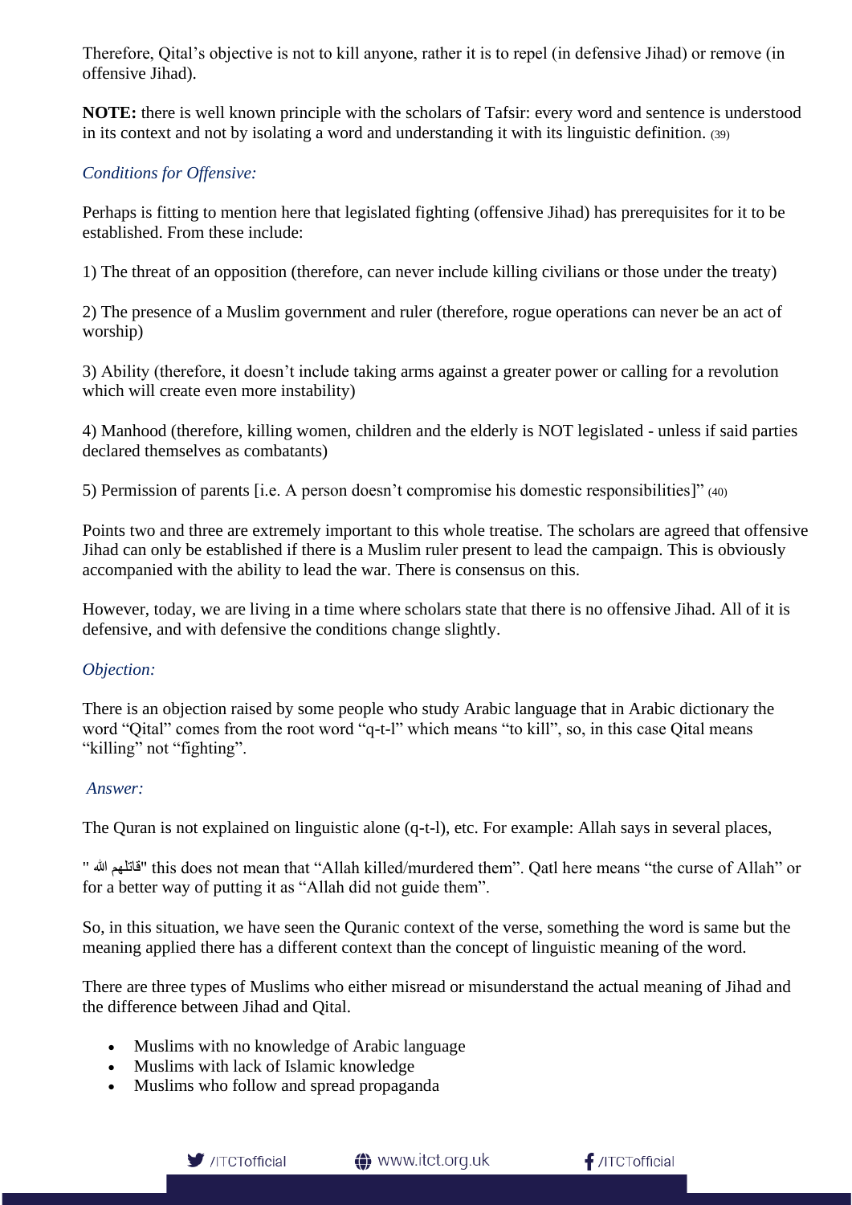Therefore, Qital's objective is not to kill anyone, rather it is to repel (in defensive Jihad) or remove (in offensive Jihad).

**NOTE:** there is well known principle with the scholars of Tafsir: every word and sentence is understood in its context and not by isolating a word and understanding it with its linguistic definition. (39)

*Conditions for Offensive:*

Perhaps is fitting to mention here that legislated fighting (offensive Jihad) has prerequisites for it to be established. From these include:

1) The threat of an opposition (therefore, can never include killing civilians or those under the treaty)

2) The presence of a Muslim government and ruler (therefore, rogue operations can never be an act of worship)

3) Ability (therefore, it doesn't include taking arms against a greater power or calling for a revolution which will create even more instability)

4) Manhood (therefore, killing women, children and the elderly is NOT legislated - unless if said parties declared themselves as combatants)

5) Permission of parents [i.e. A person doesn't compromise his domestic responsibilities]" (40)

Points two and three are extremely important to this whole treatise. The scholars are agreed that offensive Jihad can only be established if there is a Muslim ruler present to lead the campaign. This is obviously accompanied with the ability to lead the war. There is consensus on this.

However, today, we are living in a time where scholars state that there is no offensive Jihad. All of it is defensive, and with defensive the conditions change slightly.

*Objection:*

There is an objection raised by some people who study Arabic language that in Arabic dictionary the word "Qital" comes from the root word "q-t-l" which means "to kill", so, in this case Qital means "killing" not "fighting".

*Answer:*

The Quran is not explained on linguistic alone (q-t-l), etc. For example: Allah says in several places,

" قاتلهم الله" this does not mean that "Allah killed/murdered them". Qatl here means "the curse of Allah" or for a better way of putting it as "Allah did not guide them".

So, in this situation, we have seen the Quranic context of the verse, something the word is same but the meaning applied there has a different context than the concept of linguistic meaning of the word.

There are three types of Muslims who either misread or misunderstand the actual meaning of Jihad and the difference between Jihad and Qital.

- Muslims with no knowledge of Arabic language
- Muslims with lack of Islamic knowledge
- Muslims who follow and spread propaganda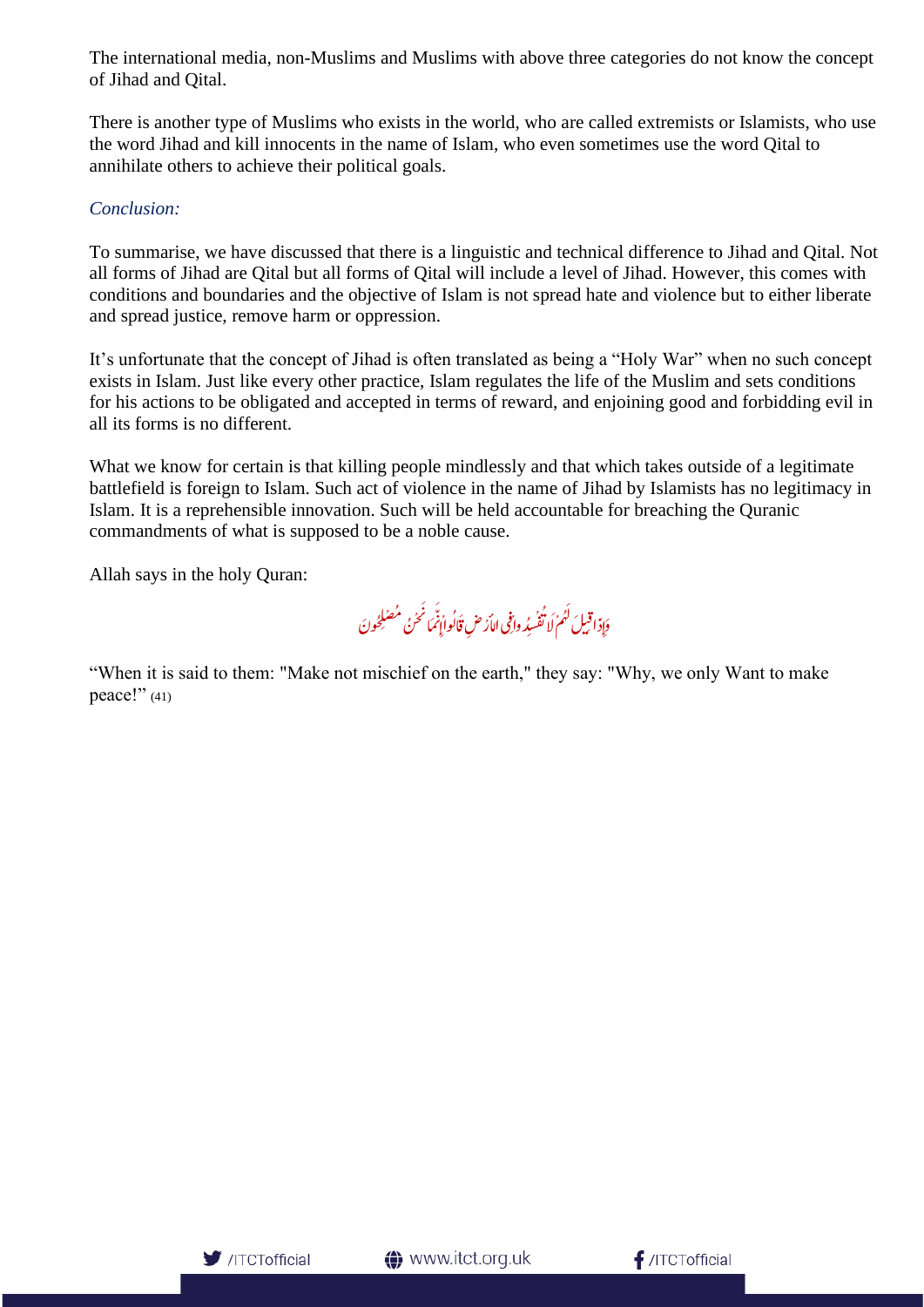The international media, non-Muslims and Muslims with above three categories do not know the concept of Jihad and Qital.

There is another type of Muslims who exists in the world, who are called extremists or Islamists, who use the word Jihad and kill innocents in the name of Islam, who even sometimes use the word Qital to annihilate others to achieve their political goals.

*Conclusion:*

To summarise, we have discussed that there is a linguistic and technical difference to Jihad and Qital. Not all forms of Jihad are Qital but all forms of Qital will include a level of Jihad. However, this comes with conditions and boundaries and the objective of Islam is not spread hate and violence but to either liberate and spread justice, remove harm or oppression.

It's unfortunate that the concept of Jihad is often translated as being a "Holy War" when no such concept exists in Islam. Just like every other practice, Islam regulates the life of the Muslim and sets conditions for his actions to be obligated and accepted in terms of reward, and enjoining good and forbidding evil in all its forms is no different.

What we know for certain is that killing people mindlessly and that which takes outside of a legitimate battlefield is foreign to Islam. Such act of violence in the name of Jihad by Islamists has no legitimacy in Islam. It is a reprehensible innovation. Such will be held accountable for breaching the Quranic commandments of what is supposed to be a noble cause.

Allah says in the holy Quran:

وَإِذَا قِيلَ لَهُمْ لَا تُفْسِدُوا فِي الْأَرْضِ قَالُوا إِنَّمَا نَحْنُ مُصْلِحُونَ

"When it is said to them: "Make not mischief on the earth," they say: "Why, we only Want to make peace!" (41)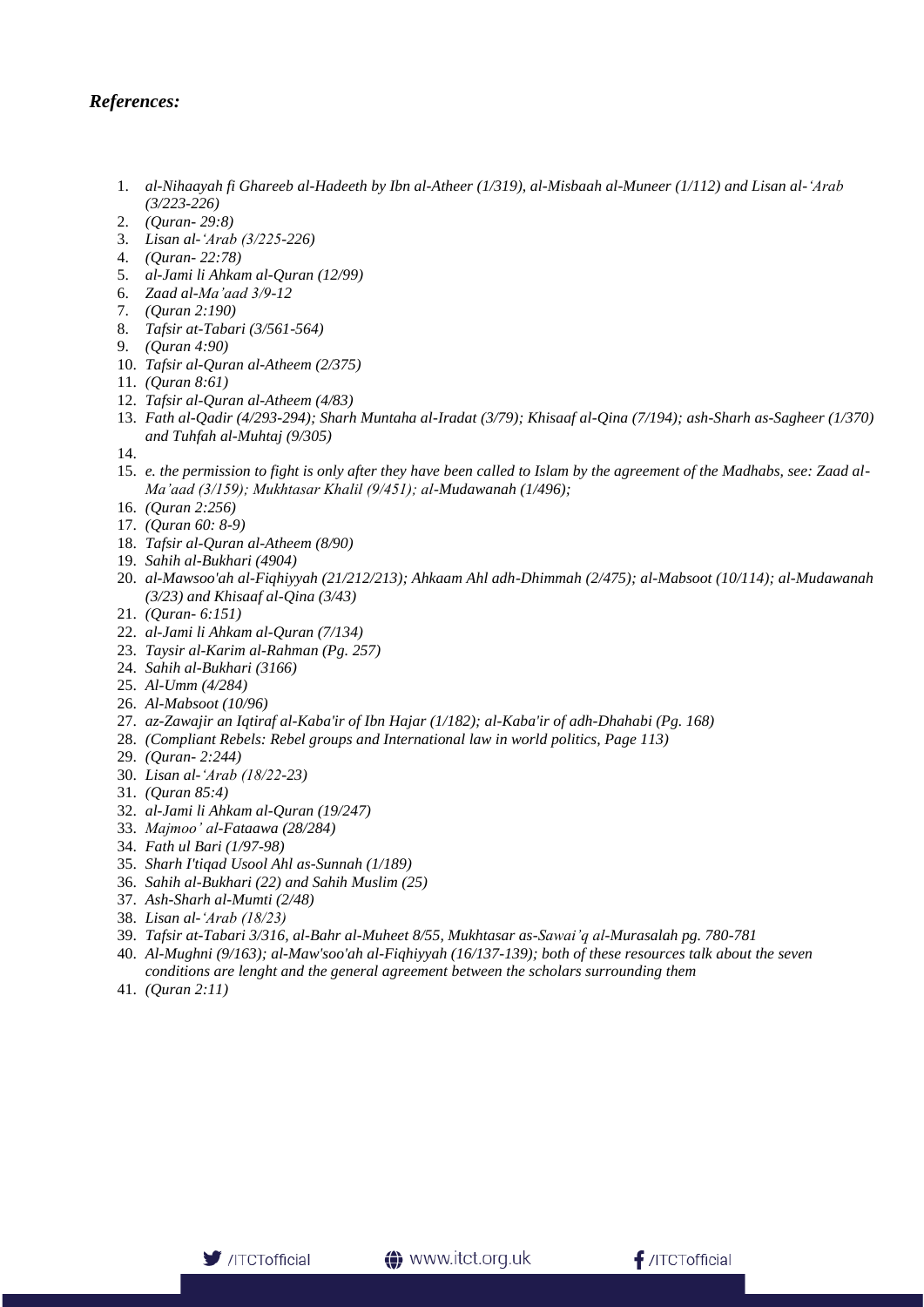***References:***

1. *al-Nihaayah fi Ghareeb al-Hadeeth by Ibn al-Atheer (1/319), al-Misbaah al-Muneer (1/112) and Lisan al-'Arab (3/223-226)*
2. *(Quran- 29:8)*
3. *Lisan al-'Arab (3/225-226)*
4. *(Quran- 22:78)*
5. *al-Jami li Ahkam al-Quran (12/99)*
6. *Zaad al-Ma'aad 3/9-12*
7. *(Quran 2:190)*
8. *Tafsir at-Tabari (3/561-564)*
9. *(Quran 4:90)*
10. *Tafsir al-Quran al-Atheem (2/375)*
11. *(Quran 8:61)*
12. *Tafsir al-Quran al-Atheem (4/83)*
13. *Fath al-Qadir (4/293-294); Sharh Muntaha al-Iradat (3/79); Khisaaf al-Qina (7/194); ash-Sharh as-Sagheer (1/370) and Tuhfah al-Muhtaj (9/305)*
14. 
15. *e. the permission to fight is only after they have been called to Islam by the agreement of the Madhabs, see: Zaad al-Ma'aad (3/159); Mukhtasar Khalil (9/451); al-Mudawanah (1/496);*
16. *(Quran 2:256)*
17. *(Quran 60: 8-9)*
18. *Tafsir al-Quran al-Atheem (8/90)*
19. *Sahih al-Bukhari (4904)*
20. *al-Mawsoo'ah al-Fiqhiyyah (21/212/213); Ahkaam Ahl adh-Dhimmah (2/475); al-Mabsoot (10/114); al-Mudawanah (3/23) and Khisaaf al-Qina (3/43)*
21. *(Quran- 6:151)*
22. *al-Jami li Ahkam al-Quran (7/134)*
23. *Taysir al-Karim al-Rahman (Pg. 257)*
24. *Sahih al-Bukhari (3166)*
25. *Al-Umm (4/284)*
26. *Al-Mabsoot (10/96)*
27. *az-Zawajir an Iqtiraf al-Kaba'ir of Ibn Hajar (1/182); al-Kaba'ir of adh-Dhahabi (Pg. 168)*
28. *(Compliant Rebels: Rebel groups and International law in world politics, Page 113)*
29. *(Quran- 2:244)*
30. *Lisan al-'Arab (18/22-23)*
31. *(Quran 85:4)*
32. *al-Jami li Ahkam al-Quran (19/247)*
33. *Majmoo' al-Fataawa (28/284)*
34. *Fath ul Bari (1/97-98)*
35. *Sharh I'tiqad Usool Ahl as-Sunnah (1/189)*
36. *Sahih al-Bukhari (22) and Sahih Muslim (25)*
37. *Ash-Sharh al-Mumti (2/48)*
38. *Lisan al-'Arab (18/23)*
39. *Tafsir at-Tabari 3/316, al-Bahr al-Muheet 8/55, Mukhtasar as-Sawai'q al-Murasalah pg. 780-781*
40. *Al-Mughni (9/163); al-Maw'soo'ah al-Fiqhiyyah (16/137-139); both of these resources talk about the seven conditions are lenght and the general agreement between the scholars surrounding them*
41. *(Quran 2:11)*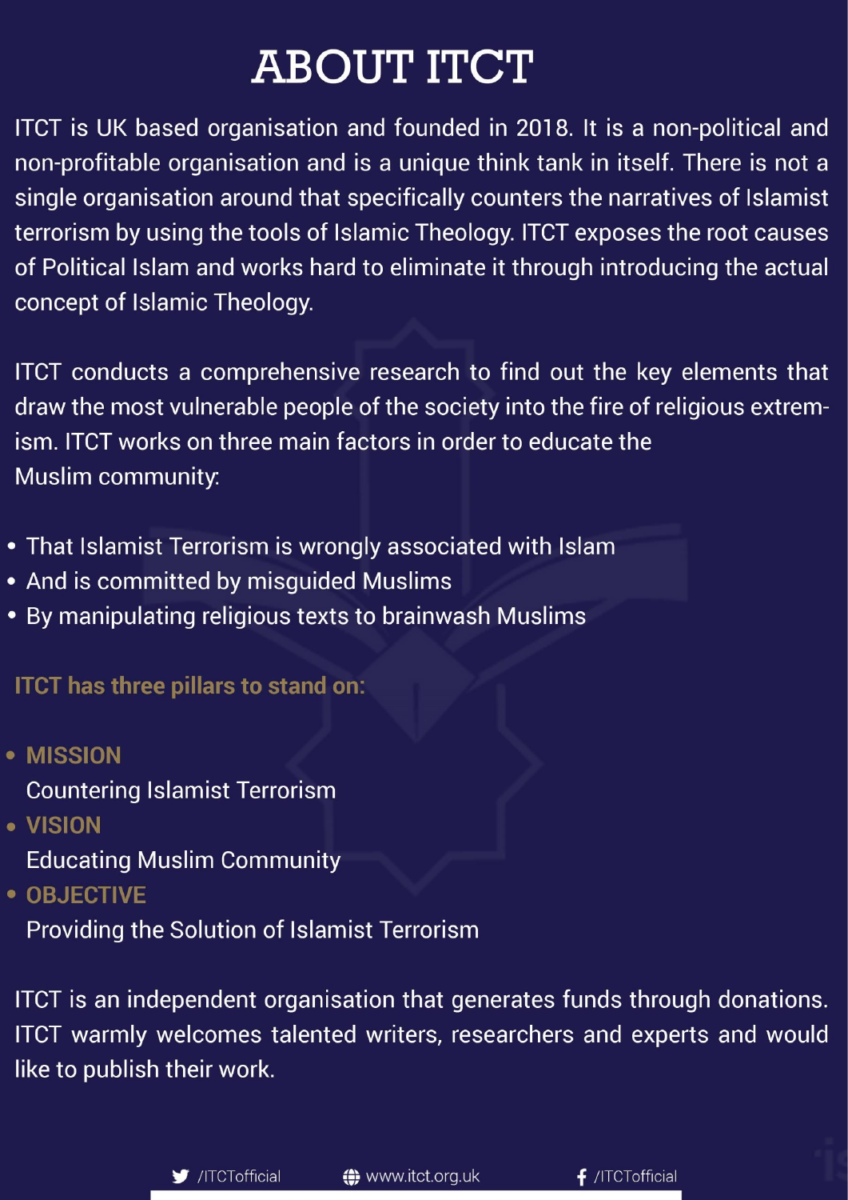# ABOUT ITCT

ITCT is UK based organisation and founded in 2018. It is a non-political and non-profitable organisation and is a unique think tank in itself. There is not a single organisation around that specifically counters the narratives of Islamist terrorism by using the tools of Islamic Theology. ITCT exposes the root causes of Political Islam and works hard to eliminate it through introducing the actual concept of Islamic Theology.

ITCT conducts a comprehensive research to find out the key elements that draw the most vulnerable people of the society into the fire of religious extremism. ITCT works on three main factors in order to educate the Muslim community:

- That Islamist Terrorism is wrongly associated with Islam
- And is committed by misguided Muslims
- By manipulating religious texts to brainwash Muslims

**ITCT has three pillars to stand on:**

- **MISSION**
  Countering Islamist Terrorism
- **VISION**
  Educating Muslim Community
- **OBJECTIVE**
  Providing the Solution of Islamist Terrorism

ITCT is an independent organisation that generates funds through donations. ITCT warmly welcomes talented writers, researchers and experts and would like to publish their work.

/ITCTofficial www.itct.org.uk /ITCTofficial